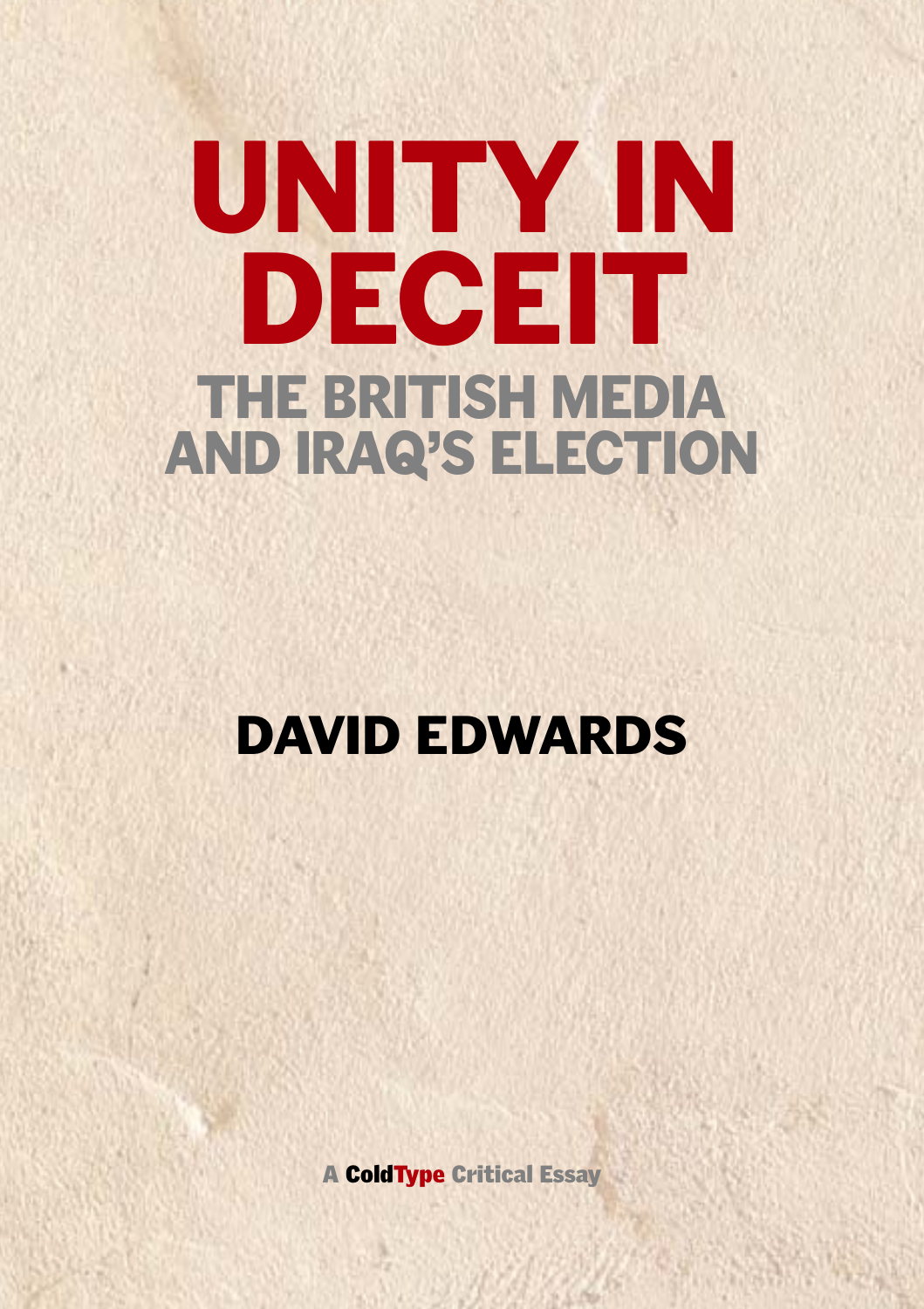# UNITY IN DECEIT

## THE BRITISH MEDIA AND IRAQ'S ELECTION

**DAVID EDWARDS**

A ColdType Critical Essay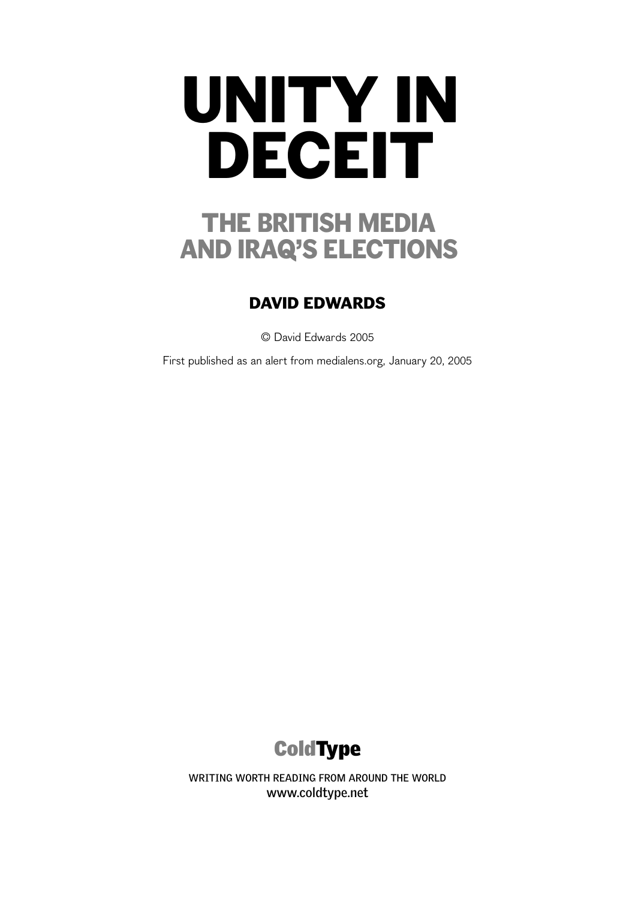# UNITY IN DECEIT

## THE BRITISH MEDIA AND IRAQ'S ELECTIONS

### DAVID EDWARDS

© David Edwards 2005

First published as an alert from medialens.org, January 20, 2005

**ColdType**

WRITING WORTH READING FROM AROUND THE WORLD
www.coldtype.net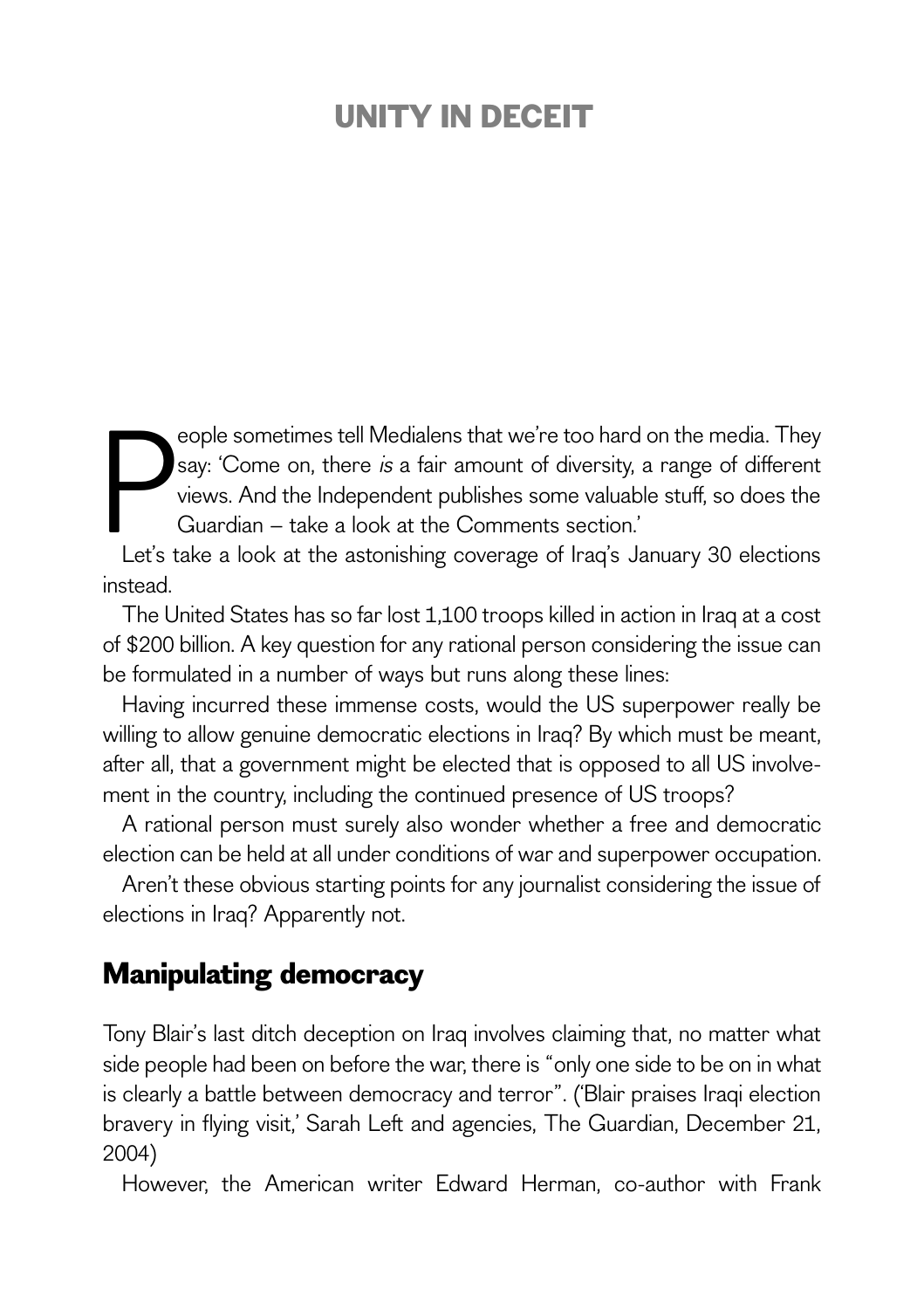# UNITY IN DECEIT

People sometimes tell Medialens that we're too hard on the media. They say: 'Come on, there *is* a fair amount of diversity, a range of different views. And the Independent publishes some valuable stuff, so does the Guardian – take a look at the Comments section.'

Let's take a look at the astonishing coverage of Iraq's January 30 elections instead.

The United States has so far lost 1,100 troops killed in action in Iraq at a cost of $200 billion. A key question for any rational person considering the issue can be formulated in a number of ways but runs along these lines:

Having incurred these immense costs, would the US superpower really be willing to allow genuine democratic elections in Iraq? By which must be meant, after all, that a government might be elected that is opposed to all US involvement in the country, including the continued presence of US troops?

A rational person must surely also wonder whether a free and democratic election can be held at all under conditions of war and superpower occupation.

Aren't these obvious starting points for any journalist considering the issue of elections in Iraq? Apparently not.

## Manipulating democracy

Tony Blair's last ditch deception on Iraq involves claiming that, no matter what side people had been on before the war, there is "only one side to be on in what is clearly a battle between democracy and terror". ('Blair praises Iraqi election bravery in flying visit,' Sarah Left and agencies, The Guardian, December 21, 2004)

However, the American writer Edward Herman, co-author with Frank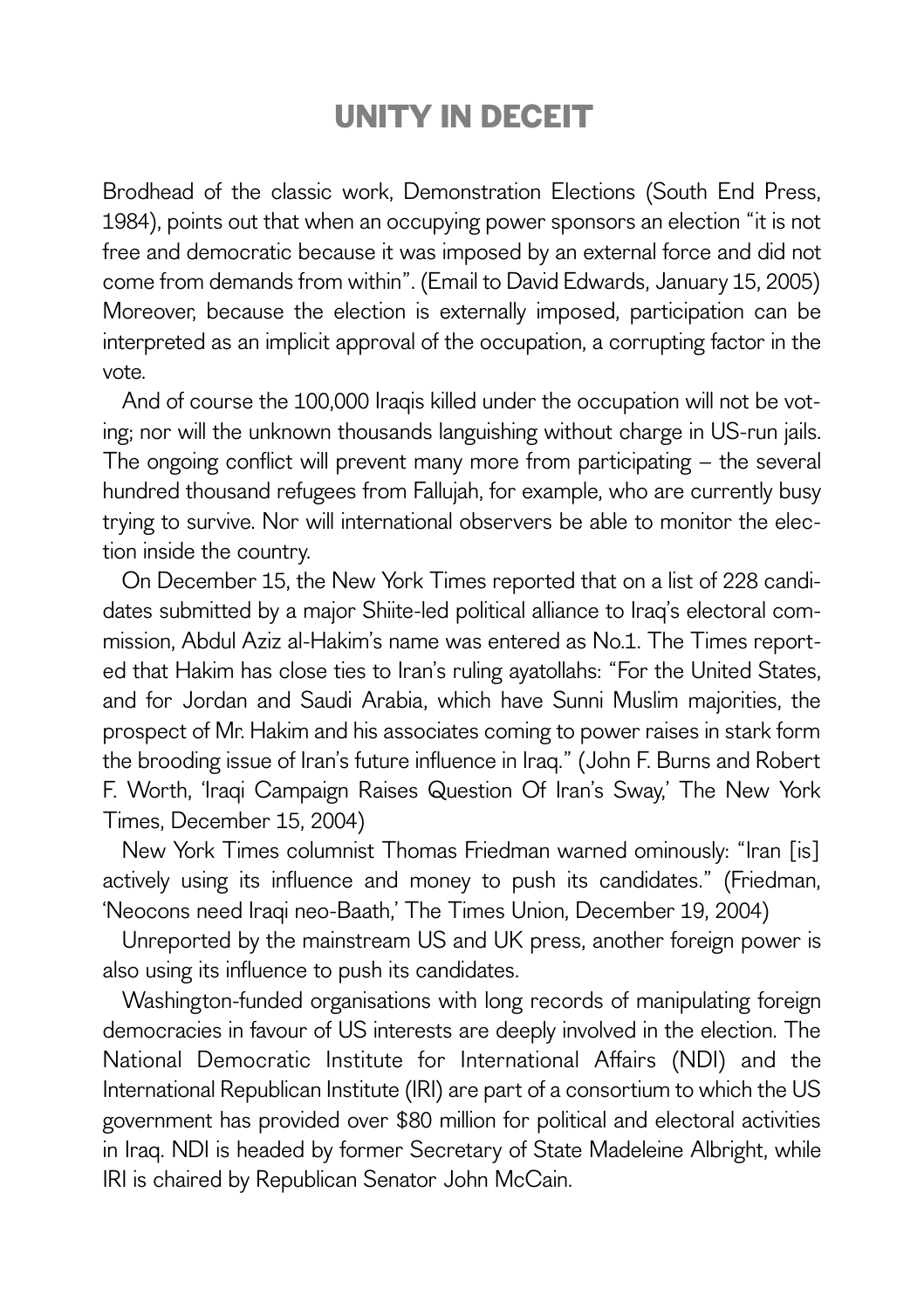Brodhead of the classic work, Demonstration Elections (South End Press, 1984), points out that when an occupying power sponsors an election "it is not free and democratic because it was imposed by an external force and did not come from demands from within". (Email to David Edwards, January 15, 2005) Moreover, because the election is externally imposed, participation can be interpreted as an implicit approval of the occupation, a corrupting factor in the vote.

And of course the 100,000 Iraqis killed under the occupation will not be voting; nor will the unknown thousands languishing without charge in US-run jails. The ongoing conflict will prevent many more from participating – the several hundred thousand refugees from Fallujah, for example, who are currently busy trying to survive. Nor will international observers be able to monitor the election inside the country.

On December 15, the New York Times reported that on a list of 228 candidates submitted by a major Shiite-led political alliance to Iraq's electoral commission, Abdul Aziz al-Hakim's name was entered as No.1. The Times reported that Hakim has close ties to Iran's ruling ayatollahs: "For the United States, and for Jordan and Saudi Arabia, which have Sunni Muslim majorities, the prospect of Mr. Hakim and his associates coming to power raises in stark form the brooding issue of Iran's future influence in Iraq." (John F. Burns and Robert F. Worth, 'Iraqi Campaign Raises Question Of Iran's Sway,' The New York Times, December 15, 2004)

New York Times columnist Thomas Friedman warned ominously: "Iran [is] actively using its influence and money to push its candidates." (Friedman, 'Neocons need Iraqi neo-Baath,' The Times Union, December 19, 2004)

Unreported by the mainstream US and UK press, another foreign power is also using its influence to push its candidates.

Washington-funded organisations with long records of manipulating foreign democracies in favour of US interests are deeply involved in the election. The National Democratic Institute for International Affairs (NDI) and the International Republican Institute (IRI) are part of a consortium to which the US government has provided over $80 million for political and electoral activities in Iraq. NDI is headed by former Secretary of State Madeleine Albright, while IRI is chaired by Republican Senator John McCain.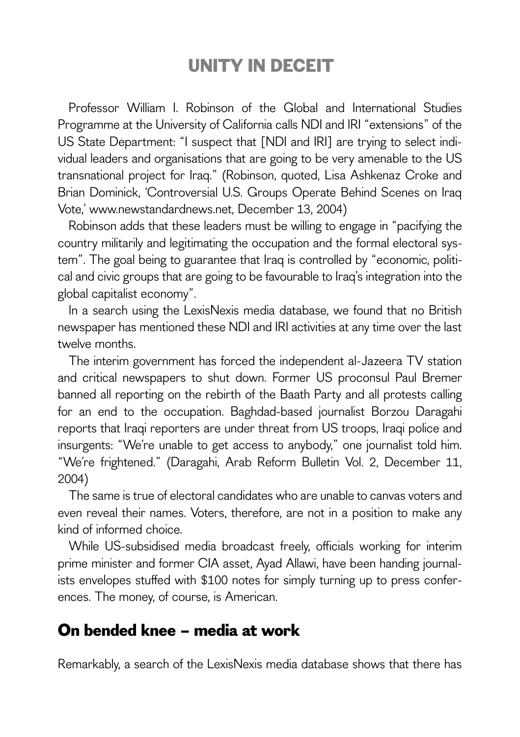# UNITY IN DECEIT

Professor William I. Robinson of the Global and International Studies Programme at the University of California calls NDI and IRI "extensions" of the US State Department: "I suspect that [NDI and IRI] are trying to select individual leaders and organisations that are going to be very amenable to the US transnational project for Iraq." (Robinson, quoted, Lisa Ashkenaz Croke and Brian Dominick, 'Controversial U.S. Groups Operate Behind Scenes on Iraq Vote,' www.newstandardnews.net, December 13, 2004)

Robinson adds that these leaders must be willing to engage in "pacifying the country militarily and legitimating the occupation and the formal electoral system". The goal being to guarantee that Iraq is controlled by "economic, political and civic groups that are going to be favourable to Iraq's integration into the global capitalist economy".

In a search using the LexisNexis media database, we found that no British newspaper has mentioned these NDI and IRI activities at any time over the last twelve months.

The interim government has forced the independent al-Jazeera TV station and critical newspapers to shut down. Former US proconsul Paul Bremer banned all reporting on the rebirth of the Baath Party and all protests calling for an end to the occupation. Baghdad-based journalist Borzou Daragahi reports that Iraqi reporters are under threat from US troops, Iraqi police and insurgents: "We're unable to get access to anybody," one journalist told him. "We're frightened." (Daragahi, Arab Reform Bulletin Vol. 2, December 11, 2004)

The same is true of electoral candidates who are unable to canvas voters and even reveal their names. Voters, therefore, are not in a position to make any kind of informed choice.

While US-subsidised media broadcast freely, officials working for interim prime minister and former CIA asset, Ayad Allawi, have been handing journalists envelopes stuffed with $100 notes for simply turning up to press conferences. The money, of course, is American.

## On bended knee – media at work

Remarkably, a search of the LexisNexis media database shows that there has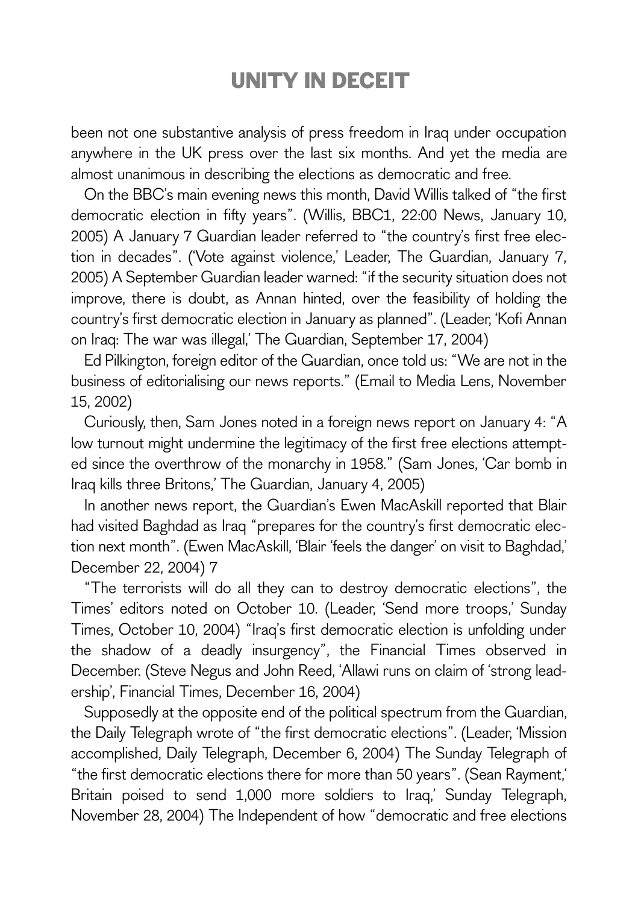been not one substantive analysis of press freedom in Iraq under occupation anywhere in the UK press over the last six months. And yet the media are almost unanimous in describing the elections as democratic and free.

On the BBC's main evening news this month, David Willis talked of "the first democratic election in fifty years". (Willis, BBC1, 22:00 News, January 10, 2005) A January 7 Guardian leader referred to "the country's first free election in decades". ('Vote against violence,' Leader, The Guardian, January 7, 2005) A September Guardian leader warned: "if the security situation does not improve, there is doubt, as Annan hinted, over the feasibility of holding the country's first democratic election in January as planned". (Leader, 'Kofi Annan on Iraq: The war was illegal,' The Guardian, September 17, 2004)

Ed Pilkington, foreign editor of the Guardian, once told us: "We are not in the business of editorialising our news reports." (Email to Media Lens, November 15, 2002)

Curiously, then, Sam Jones noted in a foreign news report on January 4: "A low turnout might undermine the legitimacy of the first free elections attempted since the overthrow of the monarchy in 1958." (Sam Jones, 'Car bomb in Iraq kills three Britons,' The Guardian, January 4, 2005)

In another news report, the Guardian's Ewen MacAskill reported that Blair had visited Baghdad as Iraq "prepares for the country's first democratic election next month". (Ewen MacAskill, 'Blair 'feels the danger' on visit to Baghdad,' December 22, 2004) 7

"The terrorists will do all they can to destroy democratic elections", the Times' editors noted on October 10. (Leader, 'Send more troops,' Sunday Times, October 10, 2004) "Iraq's first democratic election is unfolding under the shadow of a deadly insurgency", the Financial Times observed in December. (Steve Negus and John Reed, 'Allawi runs on claim of 'strong leadership', Financial Times, December 16, 2004)

Supposedly at the opposite end of the political spectrum from the Guardian, the Daily Telegraph wrote of "the first democratic elections". (Leader, 'Mission accomplished, Daily Telegraph, December 6, 2004) The Sunday Telegraph of "the first democratic elections there for more than 50 years". (Sean Rayment,' Britain poised to send 1,000 more soldiers to Iraq,' Sunday Telegraph, November 28, 2004) The Independent of how "democratic and free elections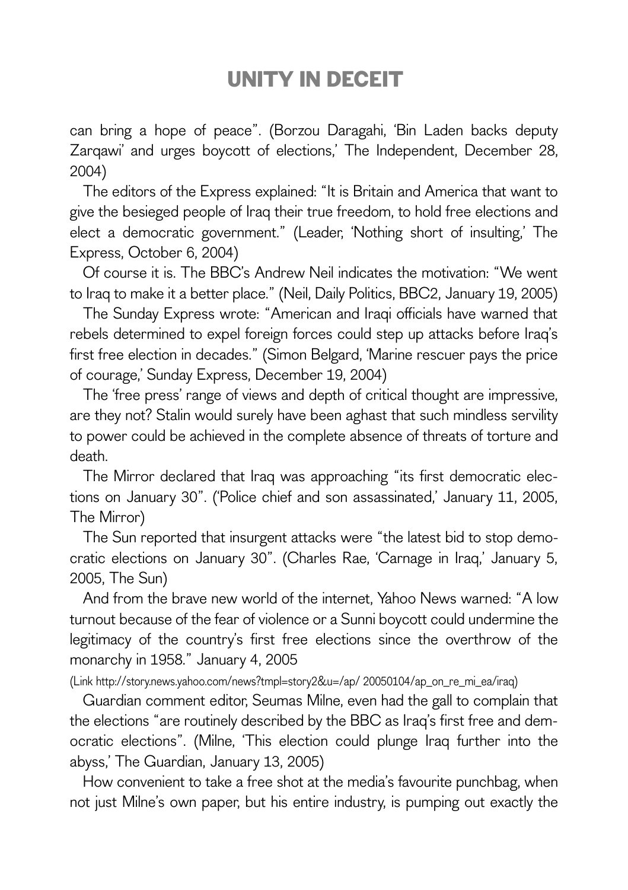can bring a hope of peace". (Borzou Daragahi, 'Bin Laden backs deputy Zarqawi' and urges boycott of elections,' The Independent, December 28, 2004)

The editors of the Express explained: "It is Britain and America that want to give the besieged people of Iraq their true freedom, to hold free elections and elect a democratic government." (Leader, 'Nothing short of insulting,' The Express, October 6, 2004)

Of course it is. The BBC's Andrew Neil indicates the motivation: "We went to Iraq to make it a better place." (Neil, Daily Politics, BBC2, January 19, 2005)

The Sunday Express wrote: "American and Iraqi officials have warned that rebels determined to expel foreign forces could step up attacks before Iraq's first free election in decades." (Simon Belgard, 'Marine rescuer pays the price of courage,' Sunday Express, December 19, 2004)

The 'free press' range of views and depth of critical thought are impressive, are they not? Stalin would surely have been aghast that such mindless servility to power could be achieved in the complete absence of threats of torture and death.

The Mirror declared that Iraq was approaching "its first democratic elections on January 30". ('Police chief and son assassinated,' January 11, 2005, The Mirror)

The Sun reported that insurgent attacks were "the latest bid to stop democratic elections on January 30". (Charles Rae, 'Carnage in Iraq,' January 5, 2005, The Sun)

And from the brave new world of the internet, Yahoo News warned: "A low turnout because of the fear of violence or a Sunni boycott could undermine the legitimacy of the country's first free elections since the overthrow of the monarchy in 1958." January 4, 2005

(Link http://story.news.yahoo.com/news?tmpl=story2&u=/ap/ 20050104/ap_on_re_mi_ea/iraq)

Guardian comment editor, Seumas Milne, even had the gall to complain that the elections "are routinely described by the BBC as Iraq's first free and democratic elections". (Milne, 'This election could plunge Iraq further into the abyss,' The Guardian, January 13, 2005)

How convenient to take a free shot at the media's favourite punchbag, when not just Milne's own paper, but his entire industry, is pumping out exactly the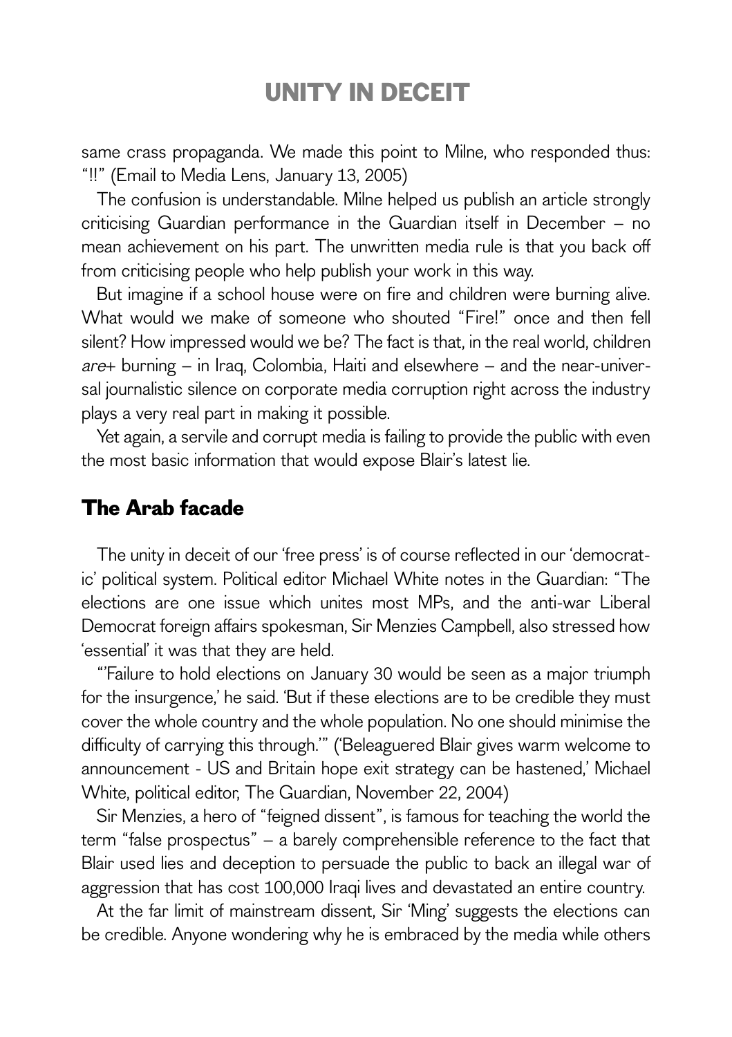same crass propaganda. We made this point to Milne, who responded thus: "!!" (Email to Media Lens, January 13, 2005)

The confusion is understandable. Milne helped us publish an article strongly criticising Guardian performance in the Guardian itself in December – no mean achievement on his part. The unwritten media rule is that you back off from criticising people who help publish your work in this way.

But imagine if a school house were on fire and children were burning alive. What would we make of someone who shouted "Fire!" once and then fell silent? How impressed would we be? The fact is that, in the real world, children *are*+ burning – in Iraq, Colombia, Haiti and elsewhere – and the near-universal journalistic silence on corporate media corruption right across the industry plays a very real part in making it possible.

Yet again, a servile and corrupt media is failing to provide the public with even the most basic information that would expose Blair's latest lie.

## The Arab facade

The unity in deceit of our 'free press' is of course reflected in our 'democratic' political system. Political editor Michael White notes in the Guardian: "The elections are one issue which unites most MPs, and the anti-war Liberal Democrat foreign affairs spokesman, Sir Menzies Campbell, also stressed how 'essential' it was that they are held.

"'Failure to hold elections on January 30 would be seen as a major triumph for the insurgence,' he said. 'But if these elections are to be credible they must cover the whole country and the whole population. No one should minimise the difficulty of carrying this through.'" ('Beleaguered Blair gives warm welcome to announcement - US and Britain hope exit strategy can be hastened,' Michael White, political editor, The Guardian, November 22, 2004)

Sir Menzies, a hero of "feigned dissent", is famous for teaching the world the term "false prospectus" – a barely comprehensible reference to the fact that Blair used lies and deception to persuade the public to back an illegal war of aggression that has cost 100,000 Iraqi lives and devastated an entire country.

At the far limit of mainstream dissent, Sir 'Ming' suggests the elections can be credible. Anyone wondering why he is embraced by the media while others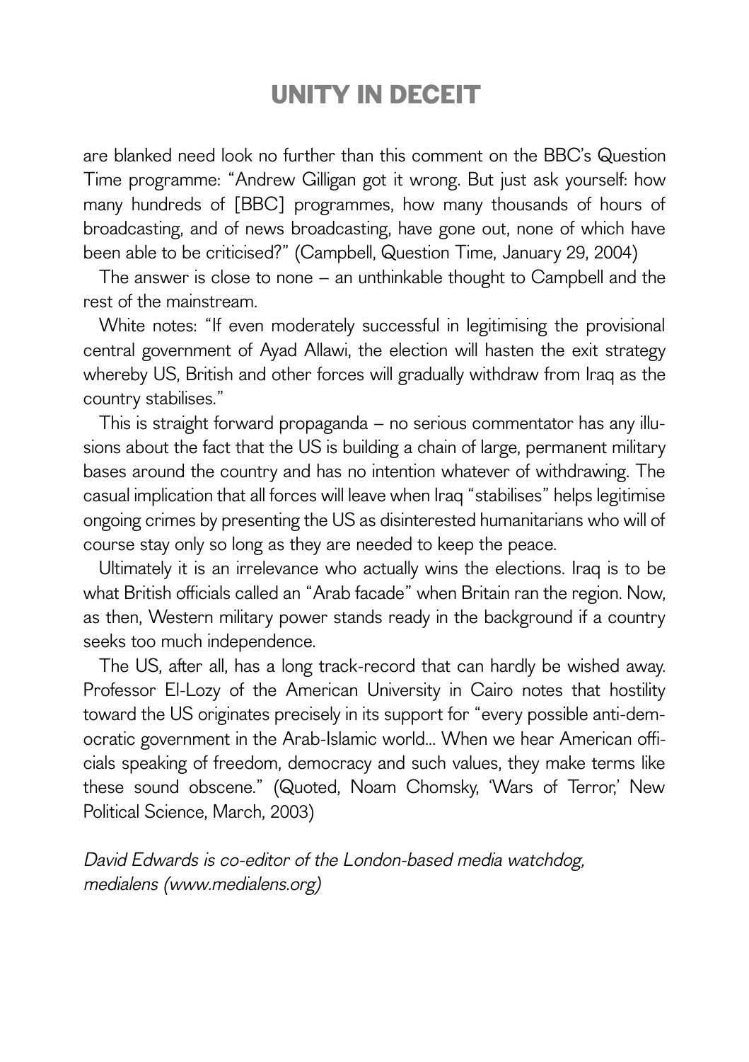are blanked need look no further than this comment on the BBC's Question Time programme: "Andrew Gilligan got it wrong. But just ask yourself: how many hundreds of [BBC] programmes, how many thousands of hours of broadcasting, and of news broadcasting, have gone out, none of which have been able to be criticised?" (Campbell, Question Time, January 29, 2004)

The answer is close to none – an unthinkable thought to Campbell and the rest of the mainstream.

White notes: "If even moderately successful in legitimising the provisional central government of Ayad Allawi, the election will hasten the exit strategy whereby US, British and other forces will gradually withdraw from Iraq as the country stabilises."

This is straight forward propaganda – no serious commentator has any illusions about the fact that the US is building a chain of large, permanent military bases around the country and has no intention whatever of withdrawing. The casual implication that all forces will leave when Iraq "stabilises" helps legitimise ongoing crimes by presenting the US as disinterested humanitarians who will of course stay only so long as they are needed to keep the peace.

Ultimately it is an irrelevance who actually wins the elections. Iraq is to be what British officials called an "Arab facade" when Britain ran the region. Now, as then, Western military power stands ready in the background if a country seeks too much independence.

The US, after all, has a long track-record that can hardly be wished away. Professor El-Lozy of the American University in Cairo notes that hostility toward the US originates precisely in its support for "every possible anti-democratic government in the Arab-Islamic world... When we hear American officials speaking of freedom, democracy and such values, they make terms like these sound obscene." (Quoted, Noam Chomsky, 'Wars of Terror,' New Political Science, March, 2003)

*David Edwards is co-editor of the London-based media watchdog, medialens (www.medialens.org)*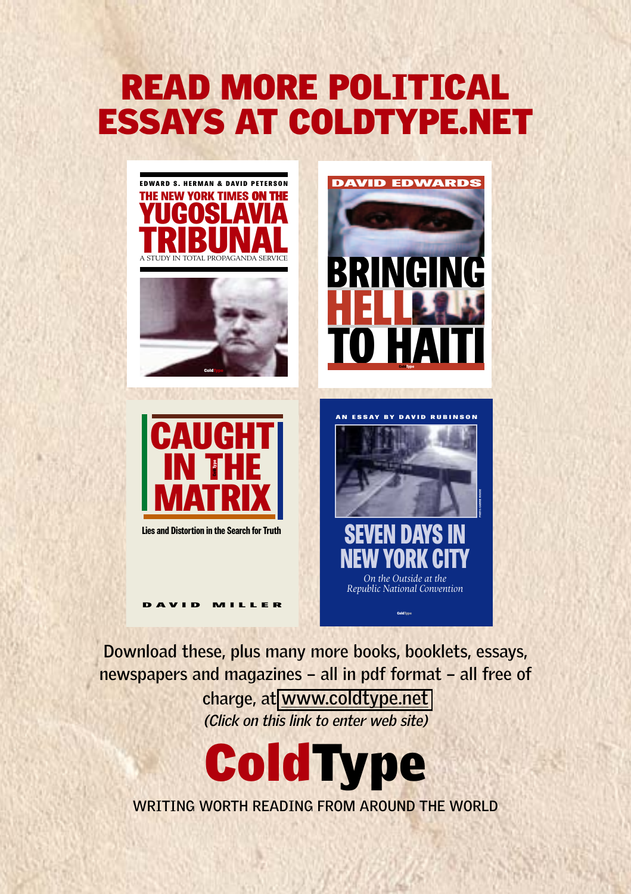# READ MORE POLITICAL ESSAYS AT COLDTYPE.NET

EDWARD S. HERMAN & DAVID PETERSON

THE NEW YORK TIMES ON THE YUGOSLAVIA TRIBUNAL

A STUDY IN TOTAL PROPAGANDA SERVICE

DAVID EDWARDS

BRINGING HELL TO HAITI

CAUGHT IN THE MATRIX

Lies and Distortion in the Search for Truth

DAVID MILLER

AN ESSAY BY DAVID RUBINSON

SEVEN DAYS IN NEW YORK CITY

*On the Outside at the Republic National Convention*

Download these, plus many more books, booklets, essays, newspapers and magazines – all in pdf format – all free of charge, at www.coldtype.net

*(Click on this link to enter web site)*

**ColdType**

WRITING WORTH READING FROM AROUND THE WORLD